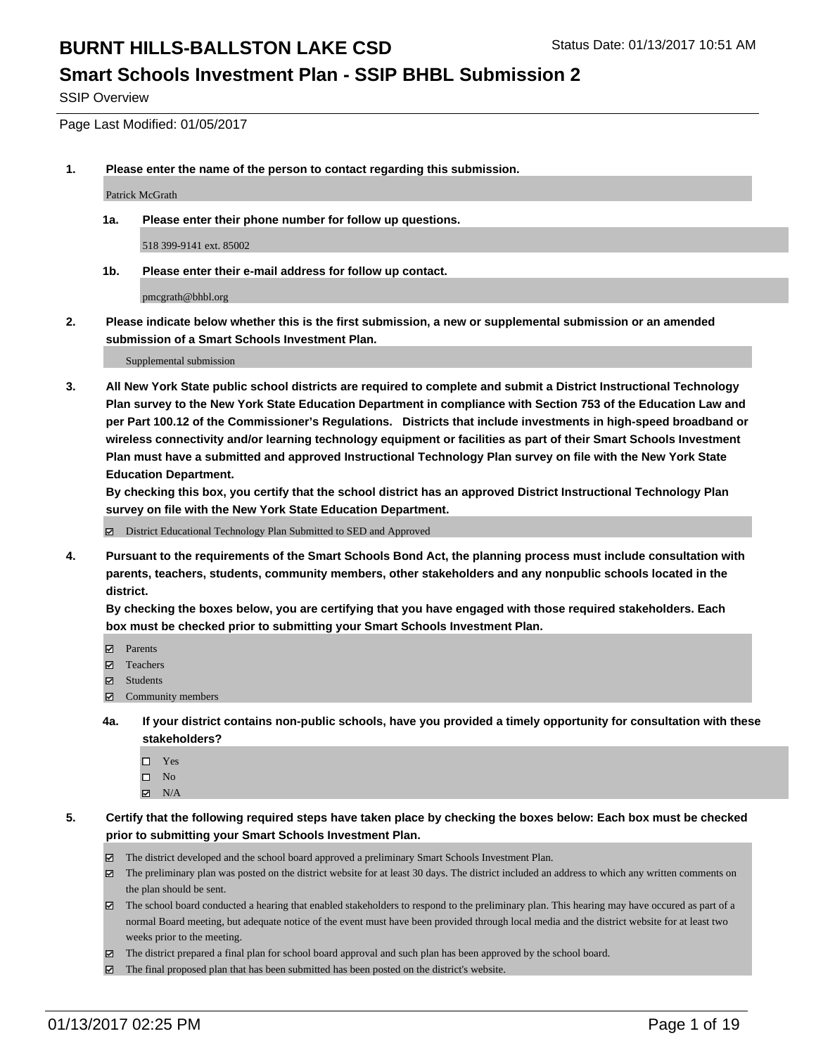# BURNT HILLS-BALLSTON LAKE CSD

Status Date: 01/13/2017 10:51 AM

## Smart Schools Investment Plan - SSIP BHBL Submission 2

SSIP Overview

Page Last Modified: 01/05/2017

**1. Please enter the name of the person to contact regarding this submission.**

Patrick McGrath

**1a. Please enter their phone number for follow up questions.**

518 399-9141 ext. 85002

**1b. Please enter their e-mail address for follow up contact.**

pmcgrath@bhbl.org

**2. Please indicate below whether this is the first submission, a new or supplemental submission or an amended submission of a Smart Schools Investment Plan.**

Supplemental submission

**3. All New York State public school districts are required to complete and submit a District Instructional Technology Plan survey to the New York State Education Department in compliance with Section 753 of the Education Law and per Part 100.12 of the Commissioner's Regulations. Districts that include investments in high-speed broadband or wireless connectivity and/or learning technology equipment or facilities as part of their Smart Schools Investment Plan must have a submitted and approved Instructional Technology Plan survey on file with the New York State Education Department.**
**By checking this box, you certify that the school district has an approved District Instructional Technology Plan survey on file with the New York State Education Department.**

- [x] District Educational Technology Plan Submitted to SED and Approved

**4. Pursuant to the requirements of the Smart Schools Bond Act, the planning process must include consultation with parents, teachers, students, community members, other stakeholders and any nonpublic schools located in the district.**
**By checking the boxes below, you are certifying that you have engaged with those required stakeholders. Each box must be checked prior to submitting your Smart Schools Investment Plan.**

- [x] Parents
- [x] Teachers
- [x] Students
- [x] Community members

**4a. If your district contains non-public schools, have you provided a timely opportunity for consultation with these stakeholders?**

- [ ] Yes
- [ ] No
- [x] N/A

**5. Certify that the following required steps have taken place by checking the boxes below: Each box must be checked prior to submitting your Smart Schools Investment Plan.**

- [x] The district developed and the school board approved a preliminary Smart Schools Investment Plan.
- [x] The preliminary plan was posted on the district website for at least 30 days. The district included an address to which any written comments on the plan should be sent.
- [x] The school board conducted a hearing that enabled stakeholders to respond to the preliminary plan. This hearing may have occured as part of a normal Board meeting, but adequate notice of the event must have been provided through local media and the district website for at least two weeks prior to the meeting.
- [x] The district prepared a final plan for school board approval and such plan has been approved by the school board.
- [x] The final proposed plan that has been submitted has been posted on the district's website.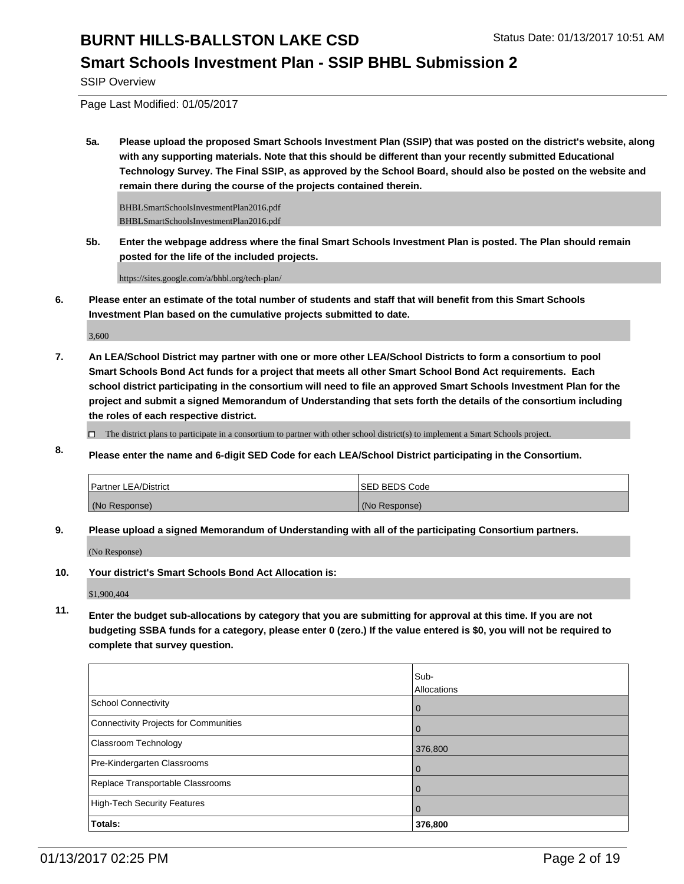# BURNT HILLS-BALLSTON LAKE CSD

## Smart Schools Investment Plan - SSIP BHBL Submission 2

SSIP Overview

Page Last Modified: 01/05/2017

**5a. Please upload the proposed Smart Schools Investment Plan (SSIP) that was posted on the district's website, along with any supporting materials. Note that this should be different than your recently submitted Educational Technology Survey. The Final SSIP, as approved by the School Board, should also be posted on the website and remain there during the course of the projects contained therein.**

BHBLSmartSchoolsInvestmentPlan2016.pdf
BHBLSmartSchoolsInvestmentPlan2016.pdf

**5b. Enter the webpage address where the final Smart Schools Investment Plan is posted. The Plan should remain posted for the life of the included projects.**

https://sites.google.com/a/bhbl.org/tech-plan/

**6. Please enter an estimate of the total number of students and staff that will benefit from this Smart Schools Investment Plan based on the cumulative projects submitted to date.**

3,600

**7. An LEA/School District may partner with one or more other LEA/School Districts to form a consortium to pool Smart Schools Bond Act funds for a project that meets all other Smart School Bond Act requirements. Each school district participating in the consortium will need to file an approved Smart Schools Investment Plan for the project and submit a signed Memorandum of Understanding that sets forth the details of the consortium including the roles of each respective district.**

☐ The district plans to participate in a consortium to partner with other school district(s) to implement a Smart Schools project.

**8. Please enter the name and 6-digit SED Code for each LEA/School District participating in the Consortium.**

| Partner LEA/District | SED BEDS Code |
|---|---|
| (No Response) | (No Response) |

**9. Please upload a signed Memorandum of Understanding with all of the participating Consortium partners.**

(No Response)

**10. Your district's Smart Schools Bond Act Allocation is:**

$1,900,404

**11. Enter the budget sub-allocations by category that you are submitting for approval at this time. If you are not budgeting SSBA funds for a category, please enter 0 (zero.) If the value entered is $0, you will not be required to complete that survey question.**

| | Sub-Allocations |
|---|---|
| School Connectivity | 0 |
| Connectivity Projects for Communities | 0 |
| Classroom Technology | 376,800 |
| Pre-Kindergarten Classrooms | 0 |
| Replace Transportable Classrooms | 0 |
| High-Tech Security Features | 0 |
| **Totals:** | **376,800** |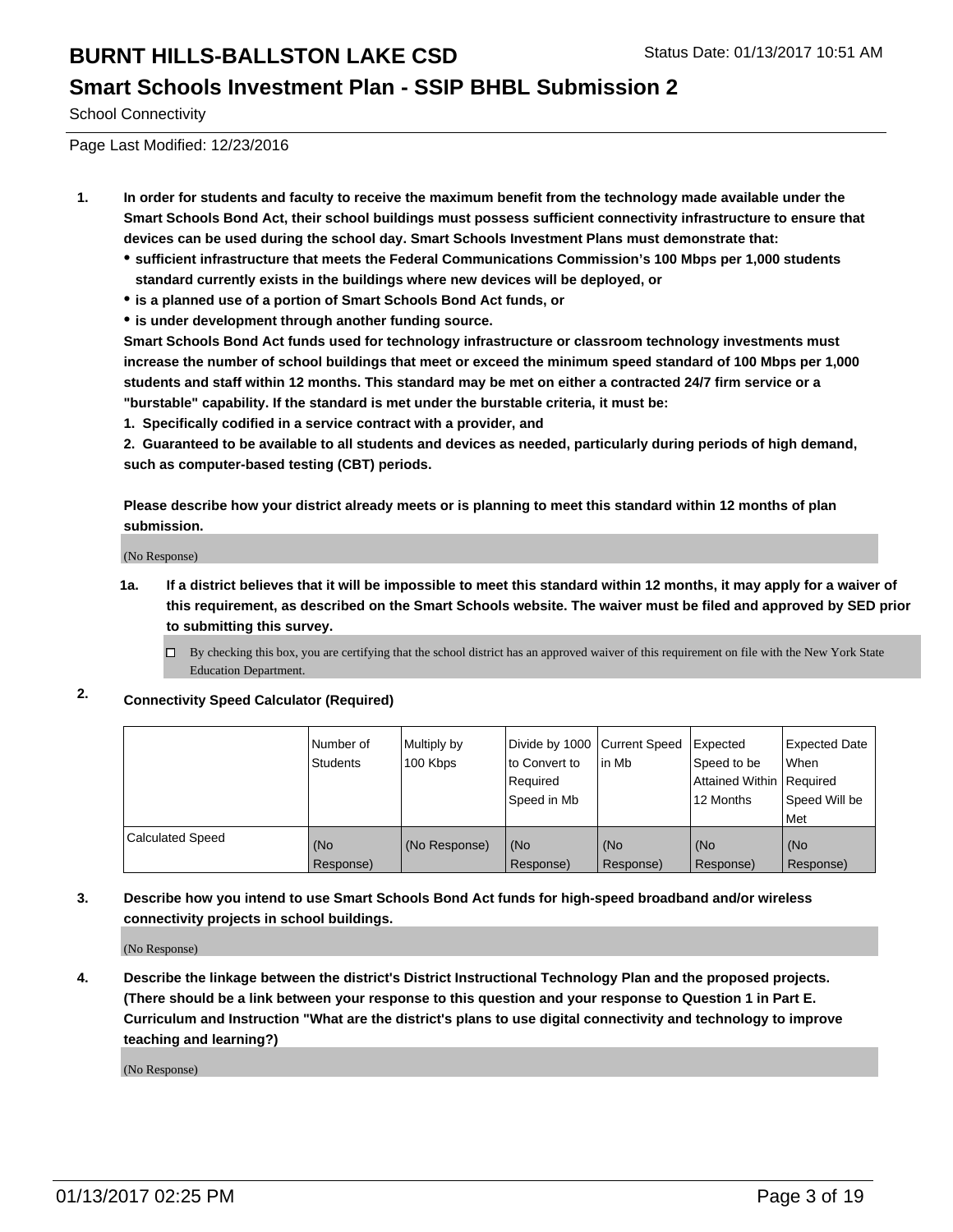# BURNT HILLS-BALLSTON LAKE CSD

Status Date: 01/13/2017 10:51 AM

## Smart Schools Investment Plan - SSIP BHBL Submission 2

School Connectivity

Page Last Modified: 12/23/2016

**1. In order for students and faculty to receive the maximum benefit from the technology made available under the Smart Schools Bond Act, their school buildings must possess sufficient connectivity infrastructure to ensure that devices can be used during the school day. Smart Schools Investment Plans must demonstrate that:**

- **sufficient infrastructure that meets the Federal Communications Commission's 100 Mbps per 1,000 students standard currently exists in the buildings where new devices will be deployed, or**
- **is a planned use of a portion of Smart Schools Bond Act funds, or**
- **is under development through another funding source.**

**Smart Schools Bond Act funds used for technology infrastructure or classroom technology investments must increase the number of school buildings that meet or exceed the minimum speed standard of 100 Mbps per 1,000 students and staff within 12 months. This standard may be met on either a contracted 24/7 firm service or a "burstable" capability. If the standard is met under the burstable criteria, it must be:**

**1. Specifically codified in a service contract with a provider, and**

**2. Guaranteed to be available to all students and devices as needed, particularly during periods of high demand, such as computer-based testing (CBT) periods.**

**Please describe how your district already meets or is planning to meet this standard within 12 months of plan submission.**

(No Response)

**1a. If a district believes that it will be impossible to meet this standard within 12 months, it may apply for a waiver of this requirement, as described on the Smart Schools website. The waiver must be filed and approved by SED prior to submitting this survey.**

☐ By checking this box, you are certifying that the school district has an approved waiver of this requirement on file with the New York State Education Department.

**2. Connectivity Speed Calculator (Required)**

| | Number of Students | Multiply by 100 Kbps | Divide by 1000 to Convert to Required Speed in Mb | Current Speed in Mb | Expected Speed to be Attained Within 12 Months | Expected Date When Required Speed Will be Met |
|---|---|---|---|---|---|---|
| Calculated Speed | (No Response) | (No Response) | (No Response) | (No Response) | (No Response) | (No Response) |

**3. Describe how you intend to use Smart Schools Bond Act funds for high-speed broadband and/or wireless connectivity projects in school buildings.**

(No Response)

**4. Describe the linkage between the district's District Instructional Technology Plan and the proposed projects. (There should be a link between your response to this question and your response to Question 1 in Part E. Curriculum and Instruction "What are the district's plans to use digital connectivity and technology to improve teaching and learning?)**

(No Response)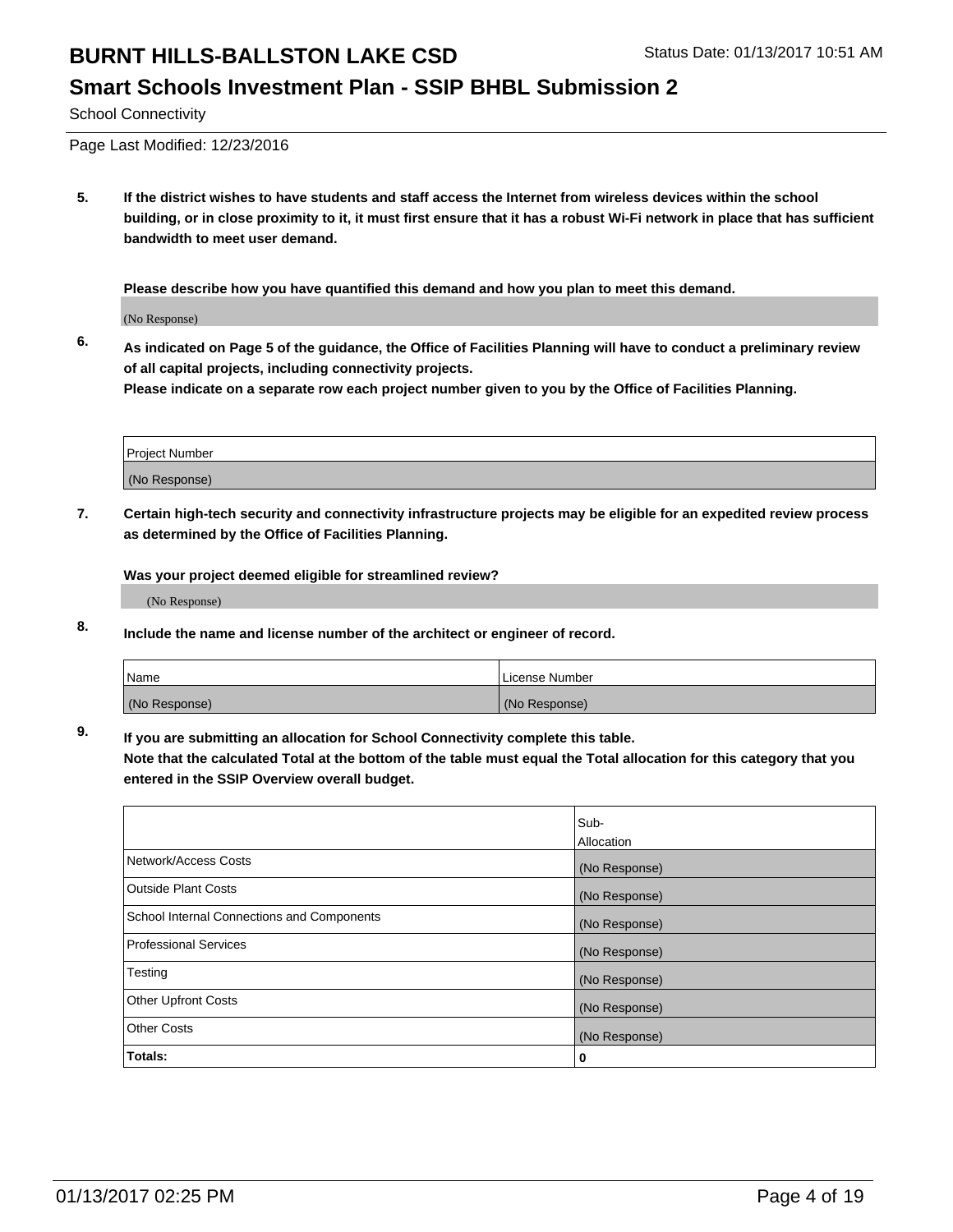# BURNT HILLS-BALLSTON LAKE CSD

Status Date: 01/13/2017 10:51 AM

## Smart Schools Investment Plan - SSIP BHBL Submission 2

School Connectivity

Page Last Modified: 12/23/2016

**5. If the district wishes to have students and staff access the Internet from wireless devices within the school building, or in close proximity to it, it must first ensure that it has a robust Wi-Fi network in place that has sufficient bandwidth to meet user demand.**

**Please describe how you have quantified this demand and how you plan to meet this demand.**

(No Response)

**6. As indicated on Page 5 of the guidance, the Office of Facilities Planning will have to conduct a preliminary review of all capital projects, including connectivity projects.**
**Please indicate on a separate row each project number given to you by the Office of Facilities Planning.**

| Project Number |
|---|
| (No Response) |

**7. Certain high-tech security and connectivity infrastructure projects may be eligible for an expedited review process as determined by the Office of Facilities Planning.**

**Was your project deemed eligible for streamlined review?**

(No Response)

**8. Include the name and license number of the architect or engineer of record.**

| Name | License Number |
|---|---|
| (No Response) | (No Response) |

**9. If you are submitting an allocation for School Connectivity complete this table.**
**Note that the calculated Total at the bottom of the table must equal the Total allocation for this category that you entered in the SSIP Overview overall budget.**

| | Sub-Allocation |
|---|---|
| Network/Access Costs | (No Response) |
| Outside Plant Costs | (No Response) |
| School Internal Connections and Components | (No Response) |
| Professional Services | (No Response) |
| Testing | (No Response) |
| Other Upfront Costs | (No Response) |
| Other Costs | (No Response) |
| **Totals:** | **0** |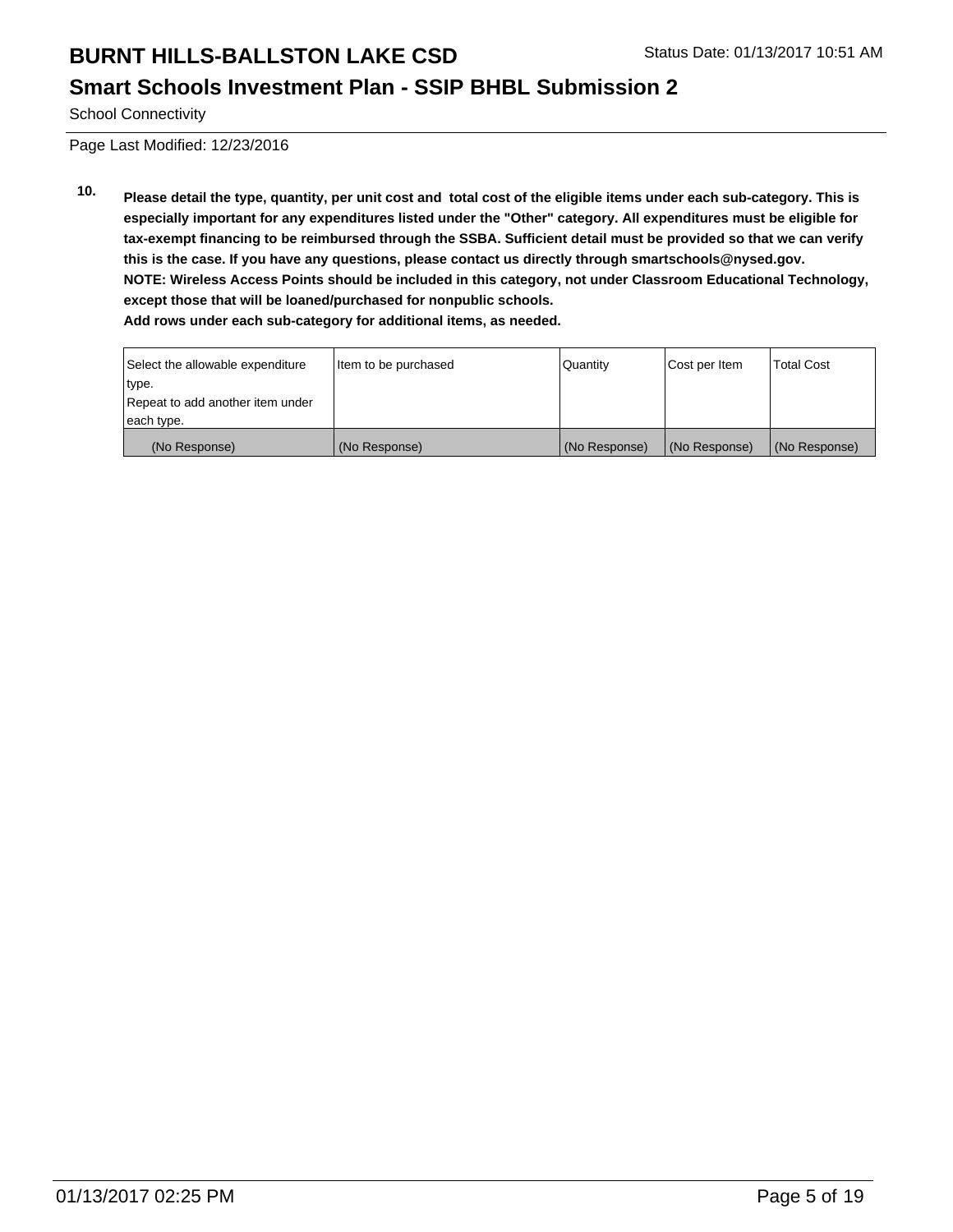# BURNT HILLS-BALLSTON LAKE CSD

Status Date: 01/13/2017 10:51 AM

## Smart Schools Investment Plan - SSIP BHBL Submission 2

School Connectivity

Page Last Modified: 12/23/2016

**10. Please detail the type, quantity, per unit cost and total cost of the eligible items under each sub-category. This is especially important for any expenditures listed under the "Other" category. All expenditures must be eligible for tax-exempt financing to be reimbursed through the SSBA. Sufficient detail must be provided so that we can verify this is the case. If you have any questions, please contact us directly through smartschools@nysed.gov.**
**NOTE: Wireless Access Points should be included in this category, not under Classroom Educational Technology, except those that will be loaned/purchased for nonpublic schools.**
**Add rows under each sub-category for additional items, as needed.**

| Select the allowable expenditure type. Repeat to add another item under each type. | Item to be purchased | Quantity | Cost per Item | Total Cost |
|---|---|---|---|---|
| (No Response) | (No Response) | (No Response) | (No Response) | (No Response) |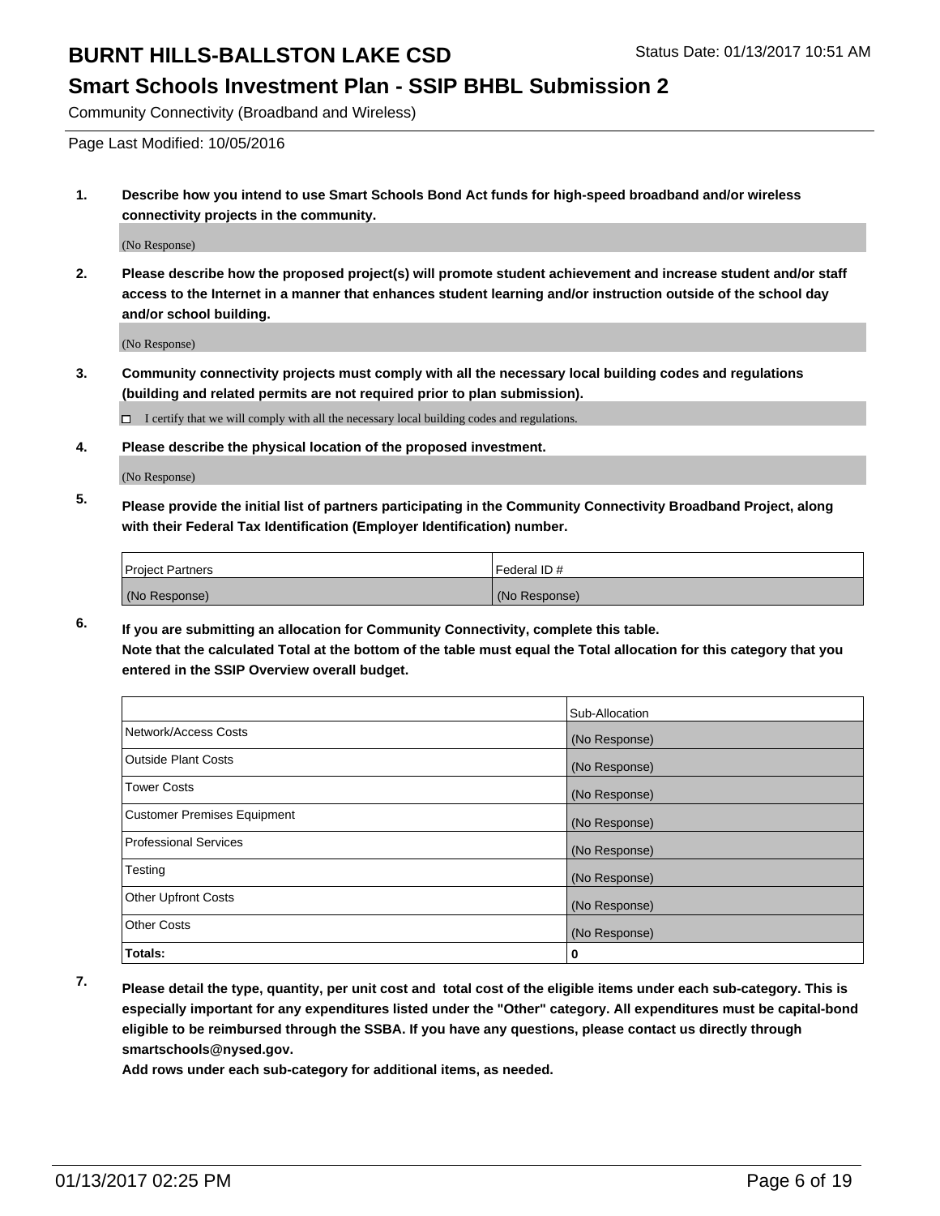Community Connectivity (Broadband and Wireless)

Page Last Modified: 10/05/2016

**1. Describe how you intend to use Smart Schools Bond Act funds for high-speed broadband and/or wireless connectivity projects in the community.**

(No Response)

**2. Please describe how the proposed project(s) will promote student achievement and increase student and/or staff access to the Internet in a manner that enhances student learning and/or instruction outside of the school day and/or school building.**

(No Response)

**3. Community connectivity projects must comply with all the necessary local building codes and regulations (building and related permits are not required prior to plan submission).**

☐ I certify that we will comply with all the necessary local building codes and regulations.

**4. Please describe the physical location of the proposed investment.**

(No Response)

**5. Please provide the initial list of partners participating in the Community Connectivity Broadband Project, along with their Federal Tax Identification (Employer Identification) number.**

| Project Partners | Federal ID # |
|---|---|
| (No Response) | (No Response) |

**6. If you are submitting an allocation for Community Connectivity, complete this table.**
**Note that the calculated Total at the bottom of the table must equal the Total allocation for this category that you entered in the SSIP Overview overall budget.**

| | Sub-Allocation |
|---|---|
| Network/Access Costs | (No Response) |
| Outside Plant Costs | (No Response) |
| Tower Costs | (No Response) |
| Customer Premises Equipment | (No Response) |
| Professional Services | (No Response) |
| Testing | (No Response) |
| Other Upfront Costs | (No Response) |
| Other Costs | (No Response) |
| **Totals:** | **0** |

**7. Please detail the type, quantity, per unit cost and total cost of the eligible items under each sub-category. This is especially important for any expenditures listed under the "Other" category. All expenditures must be capital-bond eligible to be reimbursed through the SSBA. If you have any questions, please contact us directly through smartschools@nysed.gov.**

**Add rows under each sub-category for additional items, as needed.**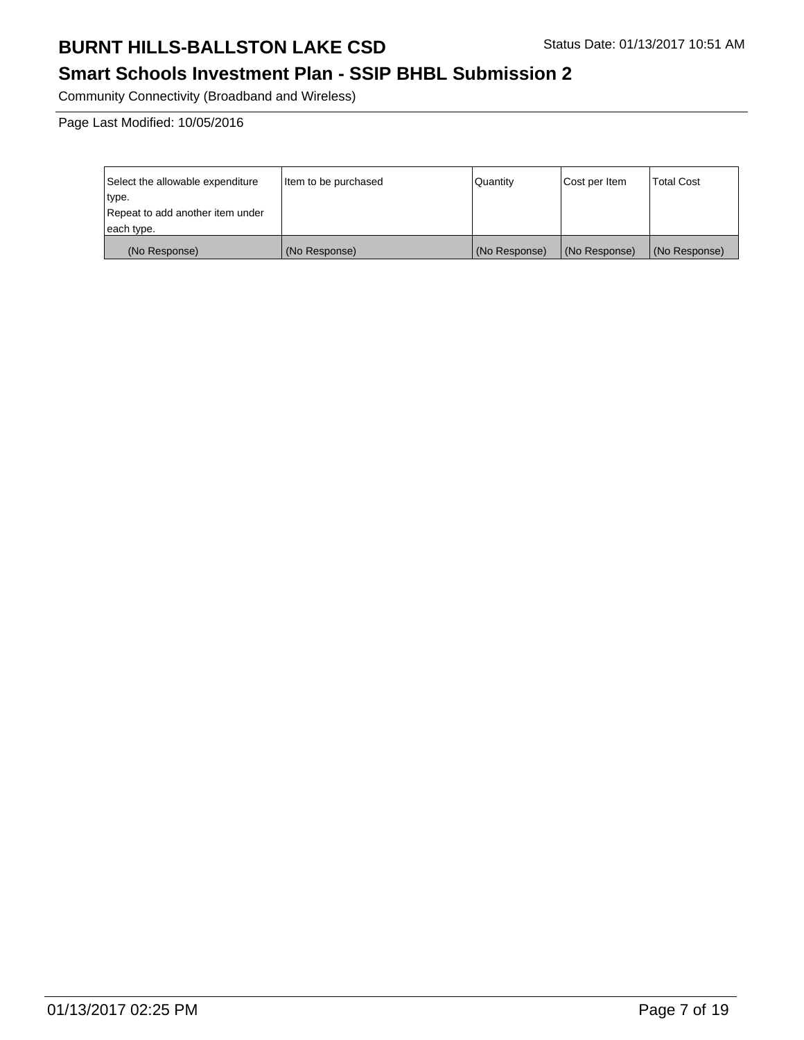# BURNT HILLS-BALLSTON LAKE CSD

Status Date: 01/13/2017 10:51 AM

## Smart Schools Investment Plan - SSIP BHBL Submission 2

Community Connectivity (Broadband and Wireless)

Page Last Modified: 10/05/2016

| Select the allowable expenditure type.<br>Repeat to add another item under each type. | Item to be purchased | Quantity | Cost per Item | Total Cost |
|---|---|---|---|---|
| (No Response) | (No Response) | (No Response) | (No Response) | (No Response) |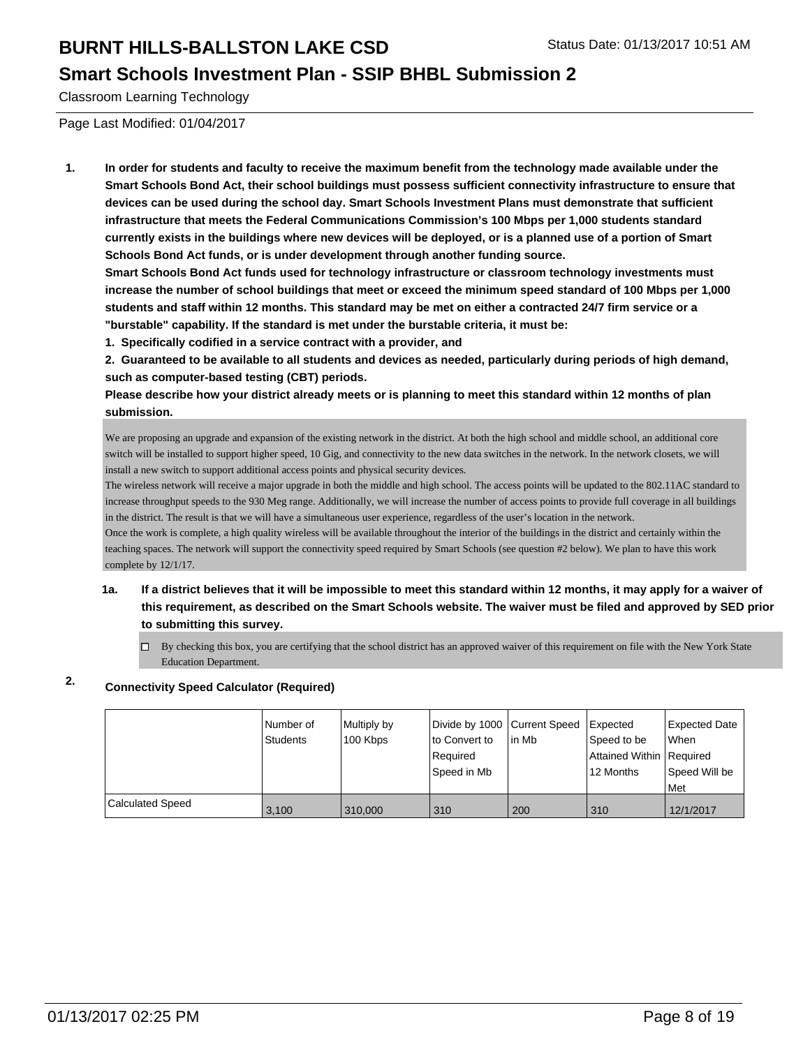# BURNT HILLS-BALLSTON LAKE CSD

Status Date: 01/13/2017 10:51 AM

## Smart Schools Investment Plan - SSIP BHBL Submission 2

Classroom Learning Technology

Page Last Modified: 01/04/2017

**1. In order for students and faculty to receive the maximum benefit from the technology made available under the Smart Schools Bond Act, their school buildings must possess sufficient connectivity infrastructure to ensure that devices can be used during the school day. Smart Schools Investment Plans must demonstrate that sufficient infrastructure that meets the Federal Communications Commission's 100 Mbps per 1,000 students standard currently exists in the buildings where new devices will be deployed, or is a planned use of a portion of Smart Schools Bond Act funds, or is under development through another funding source.**

**Smart Schools Bond Act funds used for technology infrastructure or classroom technology investments must increase the number of school buildings that meet or exceed the minimum speed standard of 100 Mbps per 1,000 students and staff within 12 months. This standard may be met on either a contracted 24/7 firm service or a "burstable" capability. If the standard is met under the burstable criteria, it must be:**

**1. Specifically codified in a service contract with a provider, and**

**2. Guaranteed to be available to all students and devices as needed, particularly during periods of high demand, such as computer-based testing (CBT) periods.**

**Please describe how your district already meets or is planning to meet this standard within 12 months of plan submission.**

We are proposing an upgrade and expansion of the existing network in the district. At both the high school and middle school, an additional core switch will be installed to support higher speed, 10 Gig, and connectivity to the new data switches in the network. In the network closets, we will install a new switch to support additional access points and physical security devices.
The wireless network will receive a major upgrade in both the middle and high school. The access points will be updated to the 802.11AC standard to increase throughput speeds to the 930 Meg range. Additionally, we will increase the number of access points to provide full coverage in all buildings in the district. The result is that we will have a simultaneous user experience, regardless of the user's location in the network.
Once the work is complete, a high quality wireless will be available throughout the interior of the buildings in the district and certainly within the teaching spaces. The network will support the connectivity speed required by Smart Schools (see question #2 below). We plan to have this work complete by 12/1/17.

**1a. If a district believes that it will be impossible to meet this standard within 12 months, it may apply for a waiver of this requirement, as described on the Smart Schools website. The waiver must be filed and approved by SED prior to submitting this survey.**

☐ By checking this box, you are certifying that the school district has an approved waiver of this requirement on file with the New York State Education Department.

**2. Connectivity Speed Calculator (Required)**

| | Number of Students | Multiply by 100 Kbps | Divide by 1000 to Convert to Required Speed in Mb | Current Speed in Mb | Expected Speed to be Attained Within 12 Months | Expected Date When Required Speed Will be Met |
|---|---|---|---|---|---|---|
| Calculated Speed | 3,100 | 310,000 | 310 | 200 | 310 | 12/1/2017 |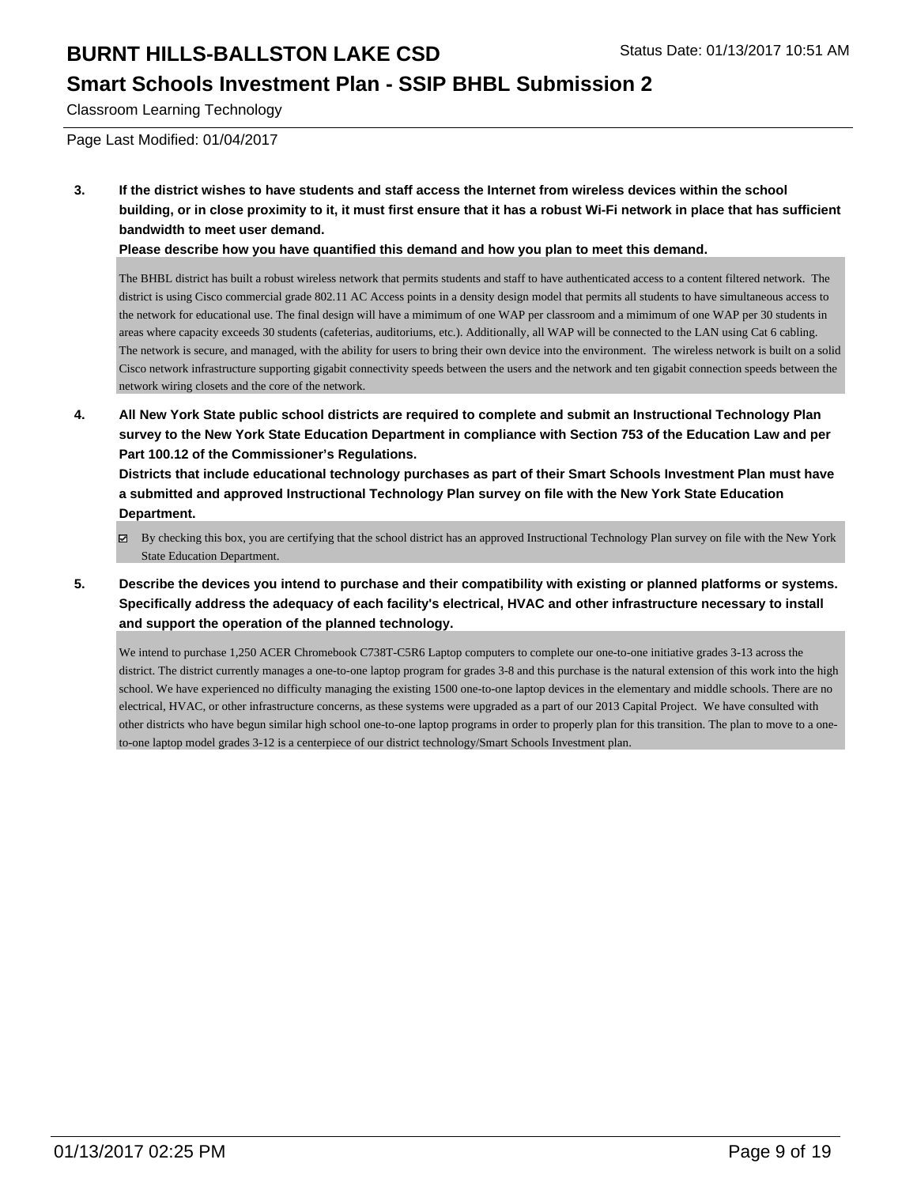Classroom Learning Technology

Page Last Modified: 01/04/2017

**3. If the district wishes to have students and staff access the Internet from wireless devices within the school building, or in close proximity to it, it must first ensure that it has a robust Wi-Fi network in place that has sufficient bandwidth to meet user demand.**

**Please describe how you have quantified this demand and how you plan to meet this demand.**

The BHBL district has built a robust wireless network that permits students and staff to have authenticated access to a content filtered network. The district is using Cisco commercial grade 802.11 AC Access points in a density design model that permits all students to have simultaneous access to the network for educational use. The final design will have a mimimum of one WAP per classroom and a mimimum of one WAP per 30 students in areas where capacity exceeds 30 students (cafeterias, auditoriums, etc.). Additionally, all WAP will be connected to the LAN using Cat 6 cabling. The network is secure, and managed, with the ability for users to bring their own device into the environment. The wireless network is built on a solid Cisco network infrastructure supporting gigabit connectivity speeds between the users and the network and ten gigabit connection speeds between the network wiring closets and the core of the network.

**4. All New York State public school districts are required to complete and submit an Instructional Technology Plan survey to the New York State Education Department in compliance with Section 753 of the Education Law and per Part 100.12 of the Commissioner's Regulations.**

**Districts that include educational technology purchases as part of their Smart Schools Investment Plan must have a submitted and approved Instructional Technology Plan survey on file with the New York State Education Department.**

☑ By checking this box, you are certifying that the school district has an approved Instructional Technology Plan survey on file with the New York State Education Department.

**5. Describe the devices you intend to purchase and their compatibility with existing or planned platforms or systems. Specifically address the adequacy of each facility's electrical, HVAC and other infrastructure necessary to install and support the operation of the planned technology.**

We intend to purchase 1,250 ACER Chromebook C738T-C5R6 Laptop computers to complete our one-to-one initiative grades 3-13 across the district. The district currently manages a one-to-one laptop program for grades 3-8 and this purchase is the natural extension of this work into the high school. We have experienced no difficulty managing the existing 1500 one-to-one laptop devices in the elementary and middle schools. There are no electrical, HVAC, or other infrastructure concerns, as these systems were upgraded as a part of our 2013 Capital Project. We have consulted with other districts who have begun similar high school one-to-one laptop programs in order to properly plan for this transition. The plan to move to a one-to-one laptop model grades 3-12 is a centerpiece of our district technology/Smart Schools Investment plan.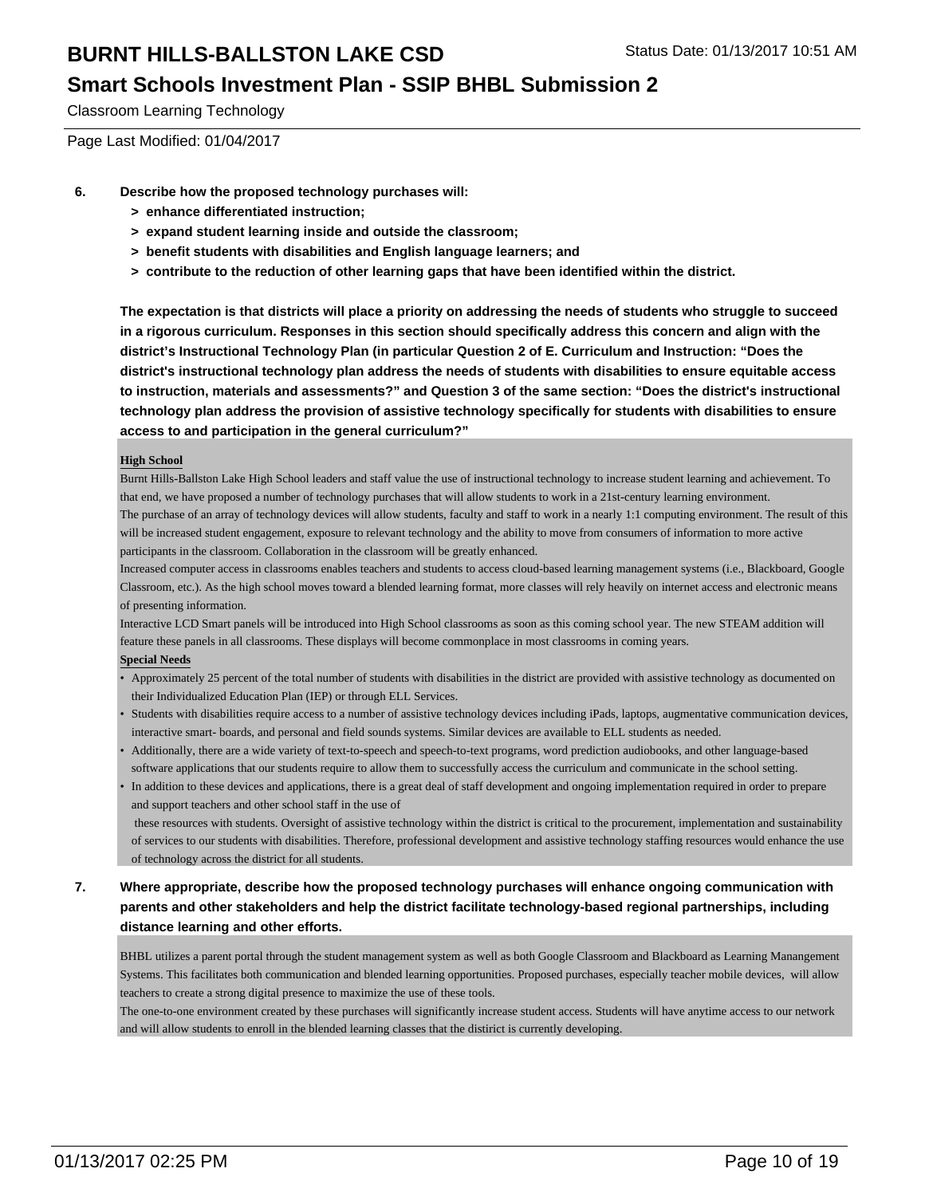Classroom Learning Technology

Page Last Modified: 01/04/2017

**6. Describe how the proposed technology purchases will:**
- **> enhance differentiated instruction;**
- **> expand student learning inside and outside the classroom;**
- **> benefit students with disabilities and English language learners; and**
- **> contribute to the reduction of other learning gaps that have been identified within the district.**

**The expectation is that districts will place a priority on addressing the needs of students who struggle to succeed in a rigorous curriculum. Responses in this section should specifically address this concern and align with the district's Instructional Technology Plan (in particular Question 2 of E. Curriculum and Instruction: "Does the district's instructional technology plan address the needs of students with disabilities to ensure equitable access to instruction, materials and assessments?" and Question 3 of the same section: "Does the district's instructional technology plan address the provision of assistive technology specifically for students with disabilities to ensure access to and participation in the general curriculum?"**

**High School**

Burnt Hills-Ballston Lake High School leaders and staff value the use of instructional technology to increase student learning and achievement. To that end, we have proposed a number of technology purchases that will allow students to work in a 21st-century learning environment.

The purchase of an array of technology devices will allow students, faculty and staff to work in a nearly 1:1 computing environment. The result of this will be increased student engagement, exposure to relevant technology and the ability to move from consumers of information to more active participants in the classroom. Collaboration in the classroom will be greatly enhanced.

Increased computer access in classrooms enables teachers and students to access cloud-based learning management systems (i.e., Blackboard, Google Classroom, etc.). As the high school moves toward a blended learning format, more classes will rely heavily on internet access and electronic means of presenting information.

Interactive LCD Smart panels will be introduced into High School classrooms as soon as this coming school year. The new STEAM addition will feature these panels in all classrooms. These displays will become commonplace in most classrooms in coming years.

**Special Needs**

- Approximately 25 percent of the total number of students with disabilities in the district are provided with assistive technology as documented on their Individualized Education Plan (IEP) or through ELL Services.
- Students with disabilities require access to a number of assistive technology devices including iPads, laptops, augmentative communication devices, interactive smart- boards, and personal and field sounds systems. Similar devices are available to ELL students as needed.
- Additionally, there are a wide variety of text-to-speech and speech-to-text programs, word prediction audiobooks, and other language-based software applications that our students require to allow them to successfully access the curriculum and communicate in the school setting.
- In addition to these devices and applications, there is a great deal of staff development and ongoing implementation required in order to prepare and support teachers and other school staff in the use of these resources with students. Oversight of assistive technology within the district is critical to the procurement, implementation and sustainability of services to our students with disabilities. Therefore, professional development and assistive technology staffing resources would enhance the use of technology across the district for all students.

**7. Where appropriate, describe how the proposed technology purchases will enhance ongoing communication with parents and other stakeholders and help the district facilitate technology-based regional partnerships, including distance learning and other efforts.**

BHBL utilizes a parent portal through the student management system as well as both Google Classroom and Blackboard as Learning Manangement Systems. This facilitates both communication and blended learning opportunities. Proposed purchases, especially teacher mobile devices, will allow teachers to create a strong digital presence to maximize the use of these tools.

The one-to-one environment created by these purchases will significantly increase student access. Students will have anytime access to our network and will allow students to enroll in the blended learning classes that the distirict is currently developing.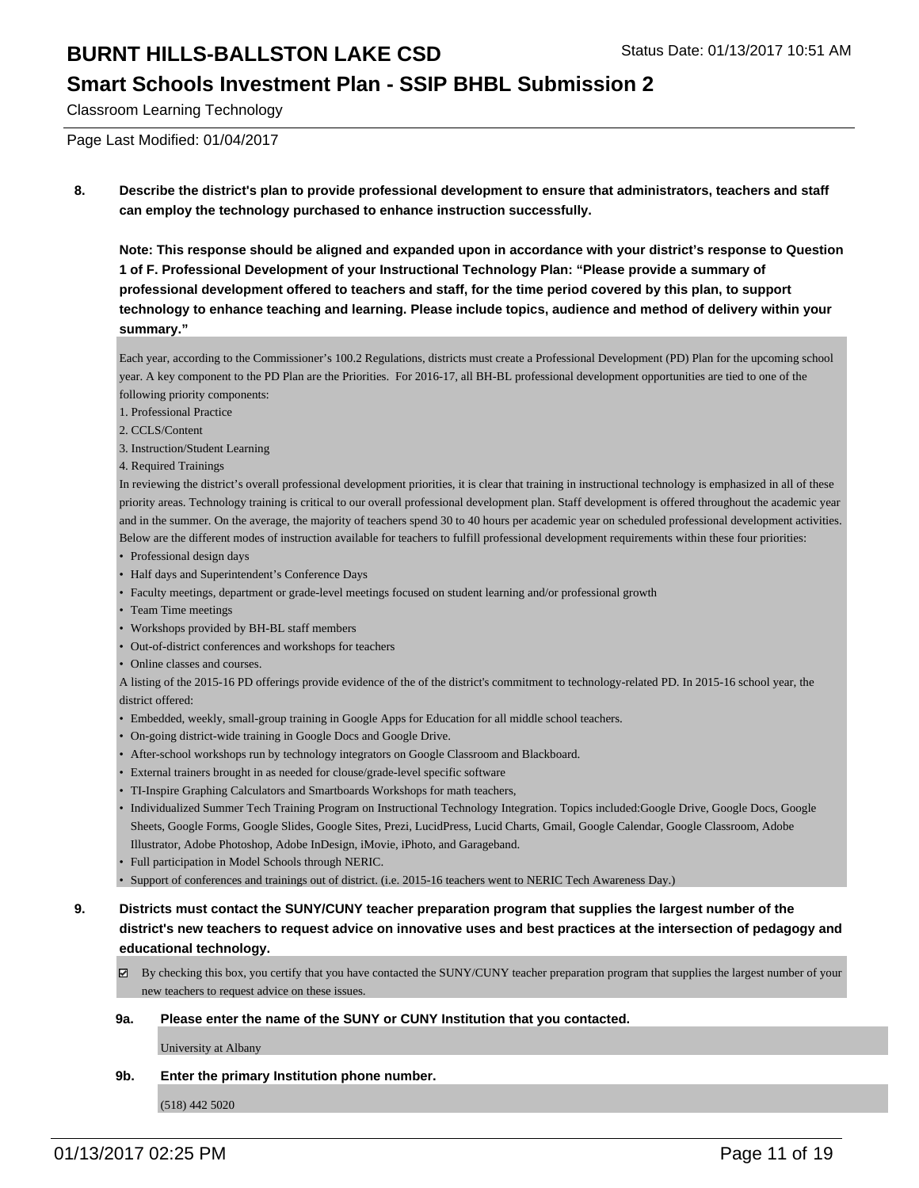Classroom Learning Technology

Page Last Modified: 01/04/2017

**8. Describe the district's plan to provide professional development to ensure that administrators, teachers and staff can employ the technology purchased to enhance instruction successfully.**

**Note: This response should be aligned and expanded upon in accordance with your district's response to Question 1 of F. Professional Development of your Instructional Technology Plan: "Please provide a summary of professional development offered to teachers and staff, for the time period covered by this plan, to support technology to enhance teaching and learning. Please include topics, audience and method of delivery within your summary."**

Each year, according to the Commissioner's 100.2 Regulations, districts must create a Professional Development (PD) Plan for the upcoming school year. A key component to the PD Plan are the Priorities. For 2016-17, all BH-BL professional development opportunities are tied to one of the following priority components:

1. Professional Practice
2. CCLS/Content
3. Instruction/Student Learning
4. Required Trainings

In reviewing the district's overall professional development priorities, it is clear that training in instructional technology is emphasized in all of these priority areas. Technology training is critical to our overall professional development plan. Staff development is offered throughout the academic year and in the summer. On the average, the majority of teachers spend 30 to 40 hours per academic year on scheduled professional development activities. Below are the different modes of instruction available for teachers to fulfill professional development requirements within these four priorities:

- Professional design days
- Half days and Superintendent's Conference Days
- Faculty meetings, department or grade-level meetings focused on student learning and/or professional growth
- Team Time meetings
- Workshops provided by BH-BL staff members
- Out-of-district conferences and workshops for teachers
- Online classes and courses.

A listing of the 2015-16 PD offerings provide evidence of the of the district's commitment to technology-related PD. In 2015-16 school year, the district offered:

- Embedded, weekly, small-group training in Google Apps for Education for all middle school teachers.
- On-going district-wide training in Google Docs and Google Drive.
- After-school workshops run by technology integrators on Google Classroom and Blackboard.
- External trainers brought in as needed for clouse/grade-level specific software
- TI-Inspire Graphing Calculators and Smartboards Workshops for math teachers,
- Individualized Summer Tech Training Program on Instructional Technology Integration. Topics included:Google Drive, Google Docs, Google Sheets, Google Forms, Google Slides, Google Sites, Prezi, LucidPress, Lucid Charts, Gmail, Google Calendar, Google Classroom, Adobe Illustrator, Adobe Photoshop, Adobe InDesign, iMovie, iPhoto, and Garageband.
- Full participation in Model Schools through NERIC.
- Support of conferences and trainings out of district. (i.e. 2015-16 teachers went to NERIC Tech Awareness Day.)

**9. Districts must contact the SUNY/CUNY teacher preparation program that supplies the largest number of the district's new teachers to request advice on innovative uses and best practices at the intersection of pedagogy and educational technology.**

☑ By checking this box, you certify that you have contacted the SUNY/CUNY teacher preparation program that supplies the largest number of your new teachers to request advice on these issues.

**9a. Please enter the name of the SUNY or CUNY Institution that you contacted.**

University at Albany

**9b. Enter the primary Institution phone number.**

(518) 442 5020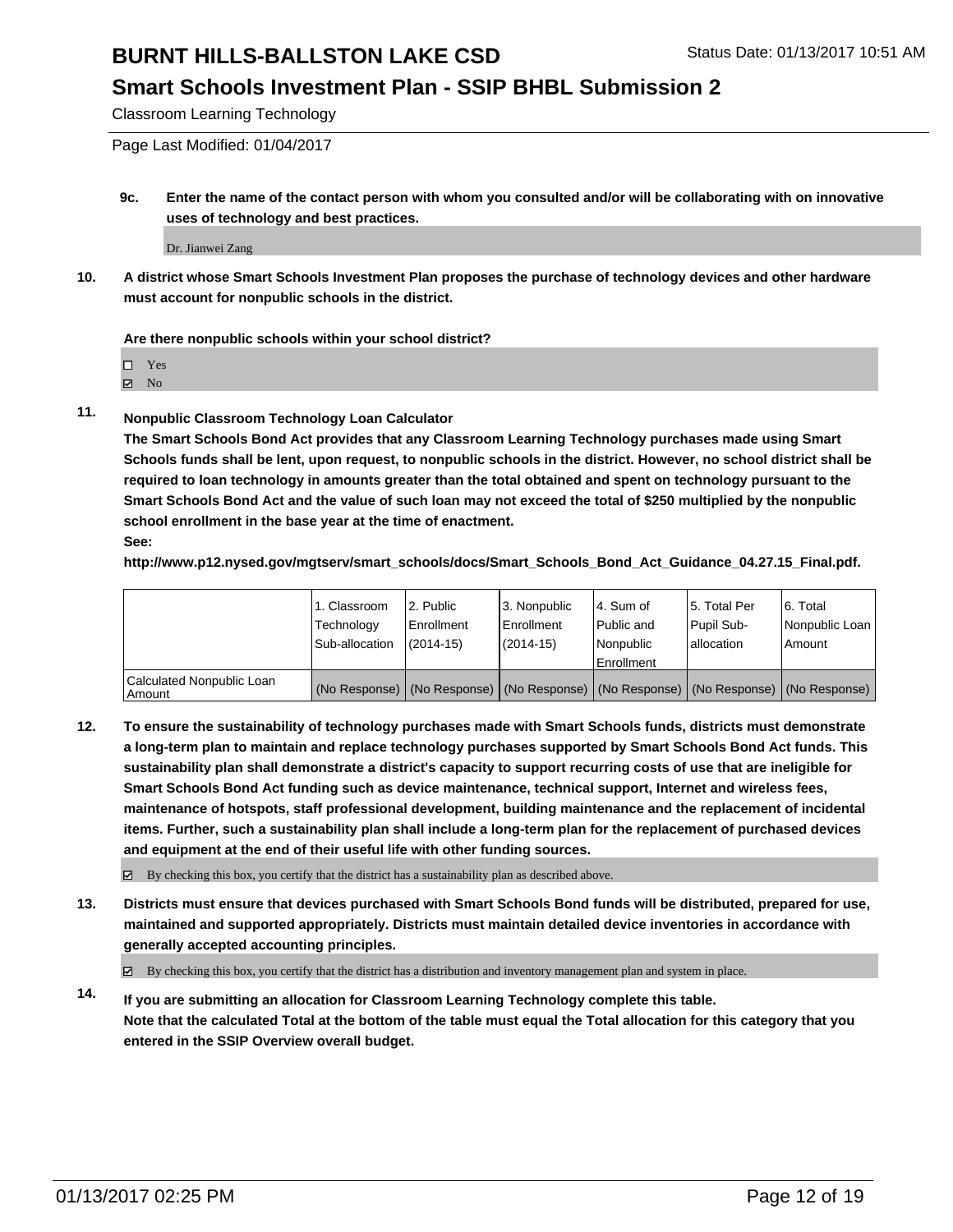**9c. Enter the name of the contact person with whom you consulted and/or will be collaborating with on innovative uses of technology and best practices.**

Dr. Jianwei Zang

**10. A district whose Smart Schools Investment Plan proposes the purchase of technology devices and other hardware must account for nonpublic schools in the district.**

**Are there nonpublic schools within your school district?**

- ☐ Yes
- ☑ No

**11. Nonpublic Classroom Technology Loan Calculator**

**The Smart Schools Bond Act provides that any Classroom Learning Technology purchases made using Smart Schools funds shall be lent, upon request, to nonpublic schools in the district. However, no school district shall be required to loan technology in amounts greater than the total obtained and spent on technology pursuant to the Smart Schools Bond Act and the value of such loan may not exceed the total of $250 multiplied by the nonpublic school enrollment in the base year at the time of enactment.**

**See:**

**http://www.p12.nysed.gov/mgtserv/smart_schools/docs/Smart_Schools_Bond_Act_Guidance_04.27.15_Final.pdf.**

| | 1. Classroom Technology Sub-allocation | 2. Public Enrollment (2014-15) | 3. Nonpublic Enrollment (2014-15) | 4. Sum of Public and Nonpublic Enrollment | 5. Total Per Pupil Sub-allocation | 6. Total Nonpublic Loan Amount |
|---|---|---|---|---|---|---|
| Calculated Nonpublic Loan Amount | (No Response) | (No Response) | (No Response) | (No Response) | (No Response) | (No Response) |

**12. To ensure the sustainability of technology purchases made with Smart Schools funds, districts must demonstrate a long-term plan to maintain and replace technology purchases supported by Smart Schools Bond Act funds. This sustainability plan shall demonstrate a district's capacity to support recurring costs of use that are ineligible for Smart Schools Bond Act funding such as device maintenance, technical support, Internet and wireless fees, maintenance of hotspots, staff professional development, building maintenance and the replacement of incidental items. Further, such a sustainability plan shall include a long-term plan for the replacement of purchased devices and equipment at the end of their useful life with other funding sources.**

☑ By checking this box, you certify that the district has a sustainability plan as described above.

**13. Districts must ensure that devices purchased with Smart Schools Bond funds will be distributed, prepared for use, maintained and supported appropriately. Districts must maintain detailed device inventories in accordance with generally accepted accounting principles.**

☑ By checking this box, you certify that the district has a distribution and inventory management plan and system in place.

**14. If you are submitting an allocation for Classroom Learning Technology complete this table.**
**Note that the calculated Total at the bottom of the table must equal the Total allocation for this category that you entered in the SSIP Overview overall budget.**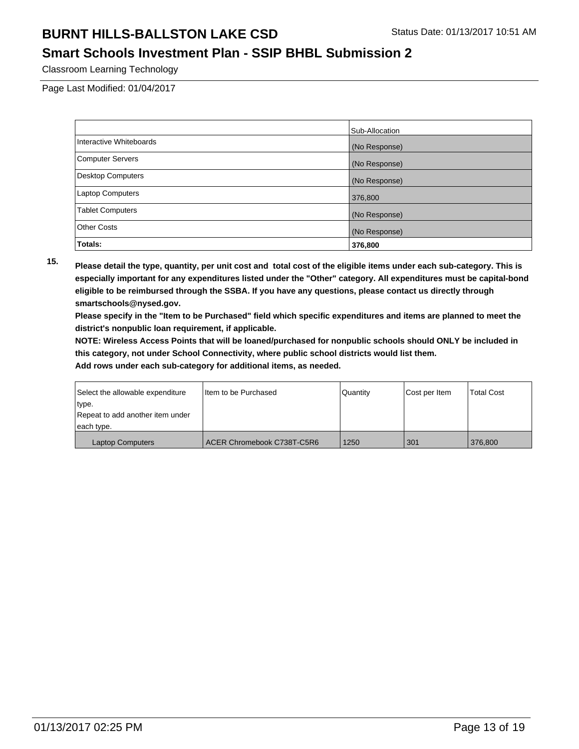# BURNT HILLS-BALLSTON LAKE CSD

## Smart Schools Investment Plan - SSIP BHBL Submission 2

Status Date: 01/13/2017 10:51 AM

Classroom Learning Technology

Page Last Modified: 01/04/2017

| | Sub-Allocation |
|---|---|
| Interactive Whiteboards | (No Response) |
| Computer Servers | (No Response) |
| Desktop Computers | (No Response) |
| Laptop Computers | 376,800 |
| Tablet Computers | (No Response) |
| Other Costs | (No Response) |
| **Totals:** | **376,800** |

**15. Please detail the type, quantity, per unit cost and total cost of the eligible items under each sub-category. This is especially important for any expenditures listed under the "Other" category. All expenditures must be capital-bond eligible to be reimbursed through the SSBA. If you have any questions, please contact us directly through smartschools@nysed.gov.**

**Please specify in the "Item to be Purchased" field which specific expenditures and items are planned to meet the district's nonpublic loan requirement, if applicable.**

**NOTE: Wireless Access Points that will be loaned/purchased for nonpublic schools should ONLY be included in this category, not under School Connectivity, where public school districts would list them.**

**Add rows under each sub-category for additional items, as needed.**

| Select the allowable expenditure type. Repeat to add another item under each type. | Item to be Purchased | Quantity | Cost per Item | Total Cost |
|---|---|---|---|---|
| Laptop Computers | ACER Chromebook C738T-C5R6 | 1250 | 301 | 376,800 |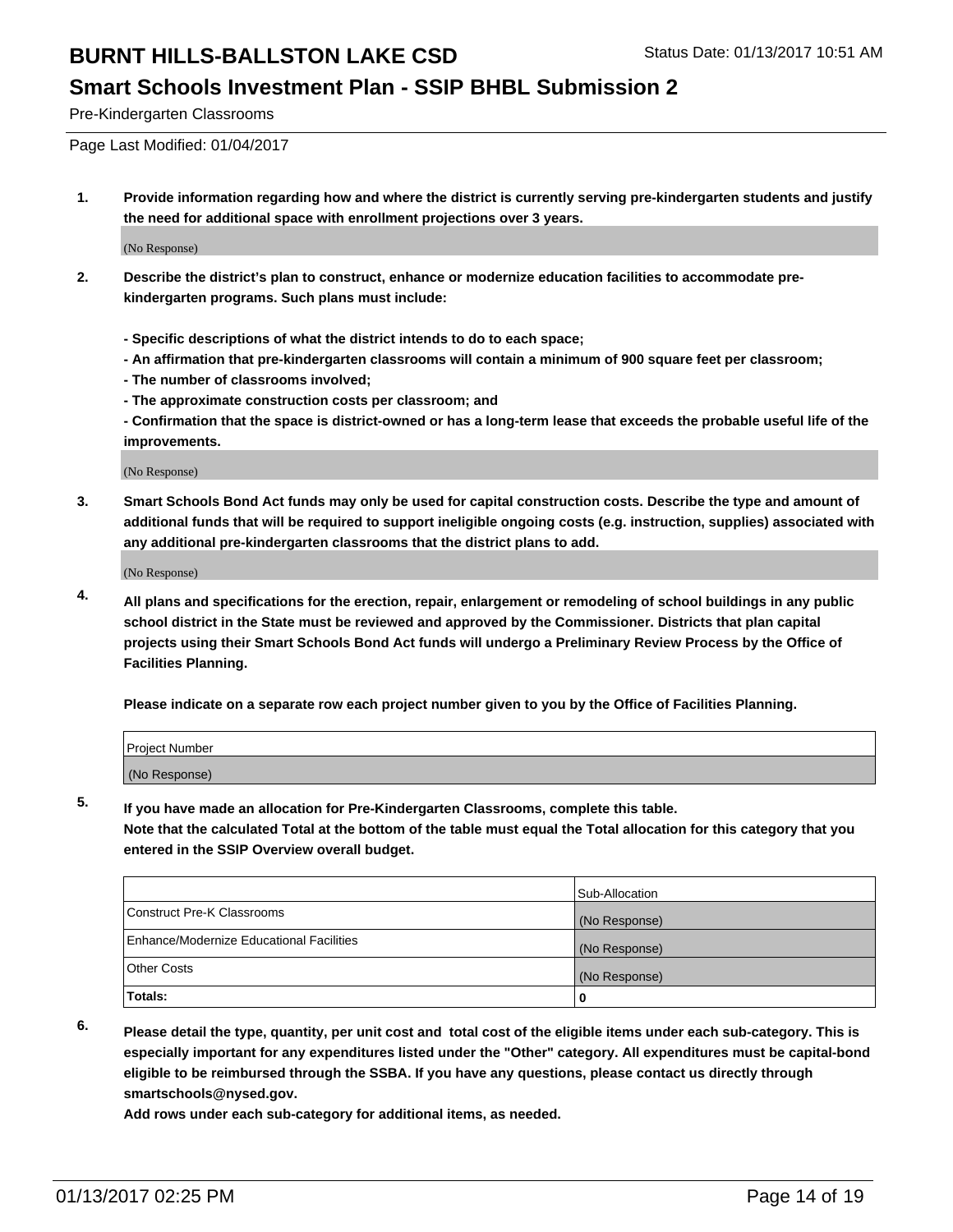# BURNT HILLS-BALLSTON LAKE CSD

Status Date: 01/13/2017 10:51 AM

## Smart Schools Investment Plan - SSIP BHBL Submission 2

Pre-Kindergarten Classrooms

Page Last Modified: 01/04/2017

**1. Provide information regarding how and where the district is currently serving pre-kindergarten students and justify the need for additional space with enrollment projections over 3 years.**

(No Response)

**2. Describe the district's plan to construct, enhance or modernize education facilities to accommodate pre-kindergarten programs. Such plans must include:**

**- Specific descriptions of what the district intends to do to each space;**
**- An affirmation that pre-kindergarten classrooms will contain a minimum of 900 square feet per classroom;**
**- The number of classrooms involved;**
**- The approximate construction costs per classroom; and**
**- Confirmation that the space is district-owned or has a long-term lease that exceeds the probable useful life of the improvements.**

(No Response)

**3. Smart Schools Bond Act funds may only be used for capital construction costs. Describe the type and amount of additional funds that will be required to support ineligible ongoing costs (e.g. instruction, supplies) associated with any additional pre-kindergarten classrooms that the district plans to add.**

(No Response)

**4. All plans and specifications for the erection, repair, enlargement or remodeling of school buildings in any public school district in the State must be reviewed and approved by the Commissioner. Districts that plan capital projects using their Smart Schools Bond Act funds will undergo a Preliminary Review Process by the Office of Facilities Planning.**

**Please indicate on a separate row each project number given to you by the Office of Facilities Planning.**

| Project Number |
|---|
| (No Response) |

**5. If you have made an allocation for Pre-Kindergarten Classrooms, complete this table. Note that the calculated Total at the bottom of the table must equal the Total allocation for this category that you entered in the SSIP Overview overall budget.**

| | Sub-Allocation |
|---|---|
| Construct Pre-K Classrooms | (No Response) |
| Enhance/Modernize Educational Facilities | (No Response) |
| Other Costs | (No Response) |
| **Totals:** | **0** |

**6. Please detail the type, quantity, per unit cost and total cost of the eligible items under each sub-category. This is especially important for any expenditures listed under the "Other" category. All expenditures must be capital-bond eligible to be reimbursed through the SSBA. If you have any questions, please contact us directly through smartschools@nysed.gov.**

**Add rows under each sub-category for additional items, as needed.**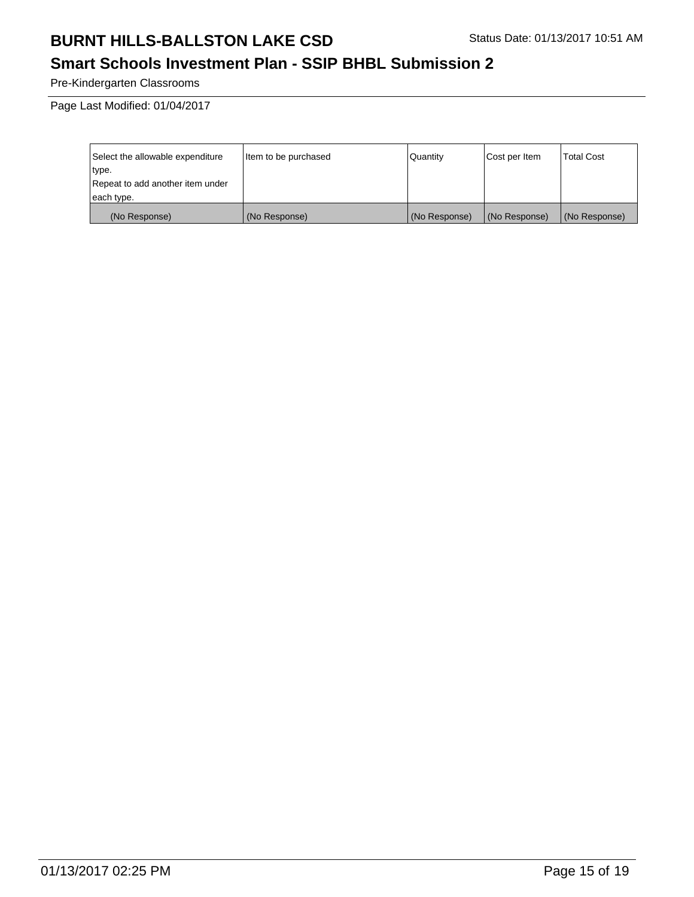# BURNT HILLS-BALLSTON LAKE CSD

Status Date: 01/13/2017 10:51 AM

## Smart Schools Investment Plan - SSIP BHBL Submission 2

Pre-Kindergarten Classrooms

Page Last Modified: 01/04/2017

| Select the allowable expenditure type.<br>Repeat to add another item under each type. | Item to be purchased | Quantity | Cost per Item | Total Cost |
| --- | --- | --- | --- | --- |
| (No Response) | (No Response) | (No Response) | (No Response) | (No Response) |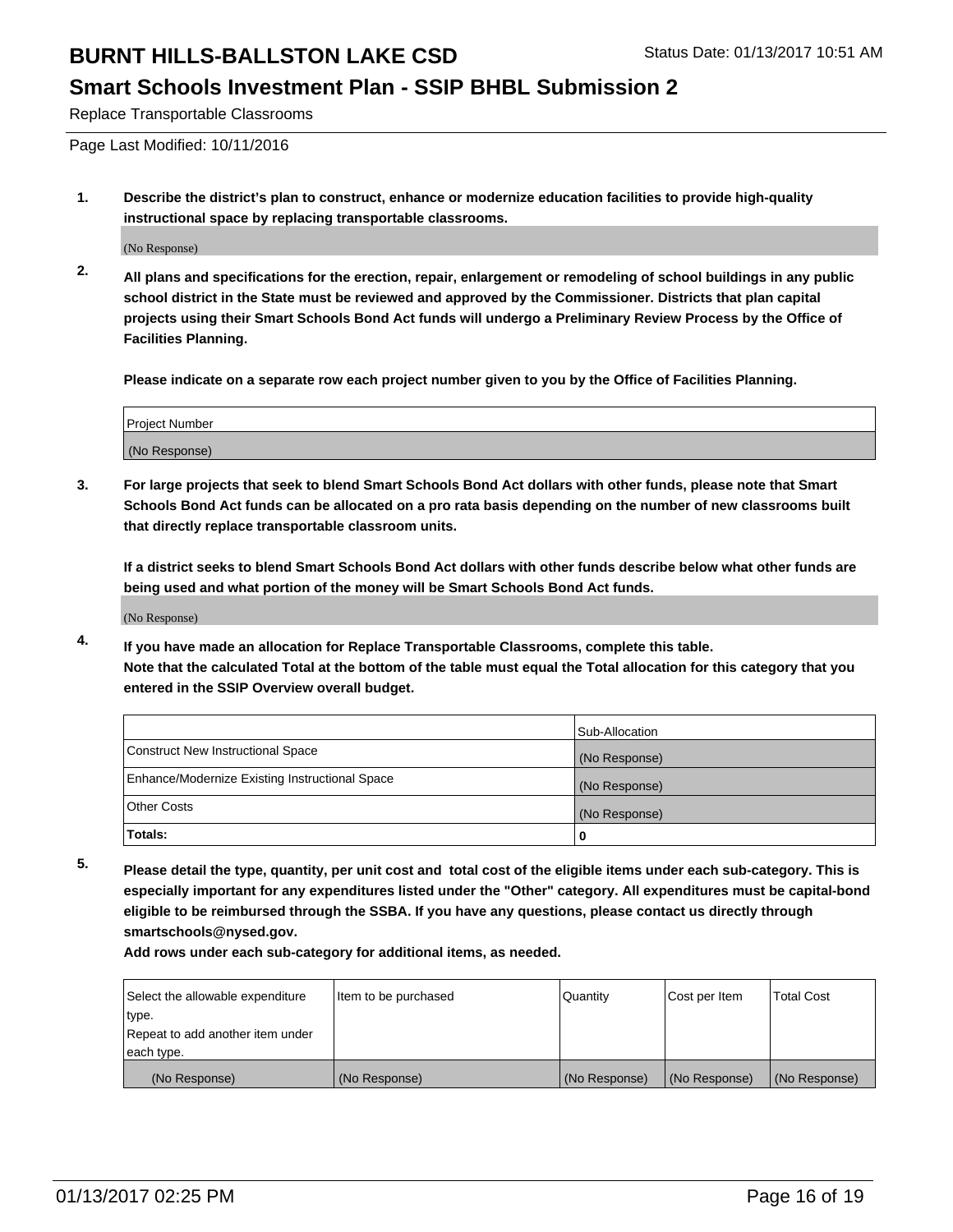Replace Transportable Classrooms

Page Last Modified: 10/11/2016

1. **Describe the district's plan to construct, enhance or modernize education facilities to provide high-quality instructional space by replacing transportable classrooms.**

(No Response)

2. **All plans and specifications for the erection, repair, enlargement or remodeling of school buildings in any public school district in the State must be reviewed and approved by the Commissioner. Districts that plan capital projects using their Smart Schools Bond Act funds will undergo a Preliminary Review Process by the Office of Facilities Planning.**

**Please indicate on a separate row each project number given to you by the Office of Facilities Planning.**

| Project Number |
|---|
| (No Response) |

3. **For large projects that seek to blend Smart Schools Bond Act dollars with other funds, please note that Smart Schools Bond Act funds can be allocated on a pro rata basis depending on the number of new classrooms built that directly replace transportable classroom units.**

**If a district seeks to blend Smart Schools Bond Act dollars with other funds describe below what other funds are being used and what portion of the money will be Smart Schools Bond Act funds.**

(No Response)

4. **If you have made an allocation for Replace Transportable Classrooms, complete this table. Note that the calculated Total at the bottom of the table must equal the Total allocation for this category that you entered in the SSIP Overview overall budget.**

| | Sub-Allocation |
|---|---|
| Construct New Instructional Space | (No Response) |
| Enhance/Modernize Existing Instructional Space | (No Response) |
| Other Costs | (No Response) |
| **Totals:** | **0** |

5. **Please detail the type, quantity, per unit cost and total cost of the eligible items under each sub-category. This is especially important for any expenditures listed under the "Other" category. All expenditures must be capital-bond eligible to be reimbursed through the SSBA. If you have any questions, please contact us directly through smartschools@nysed.gov.**

**Add rows under each sub-category for additional items, as needed.**

| Select the allowable expenditure type. Repeat to add another item under each type. | Item to be purchased | Quantity | Cost per Item | Total Cost |
|---|---|---|---|---|
| (No Response) | (No Response) | (No Response) | (No Response) | (No Response) |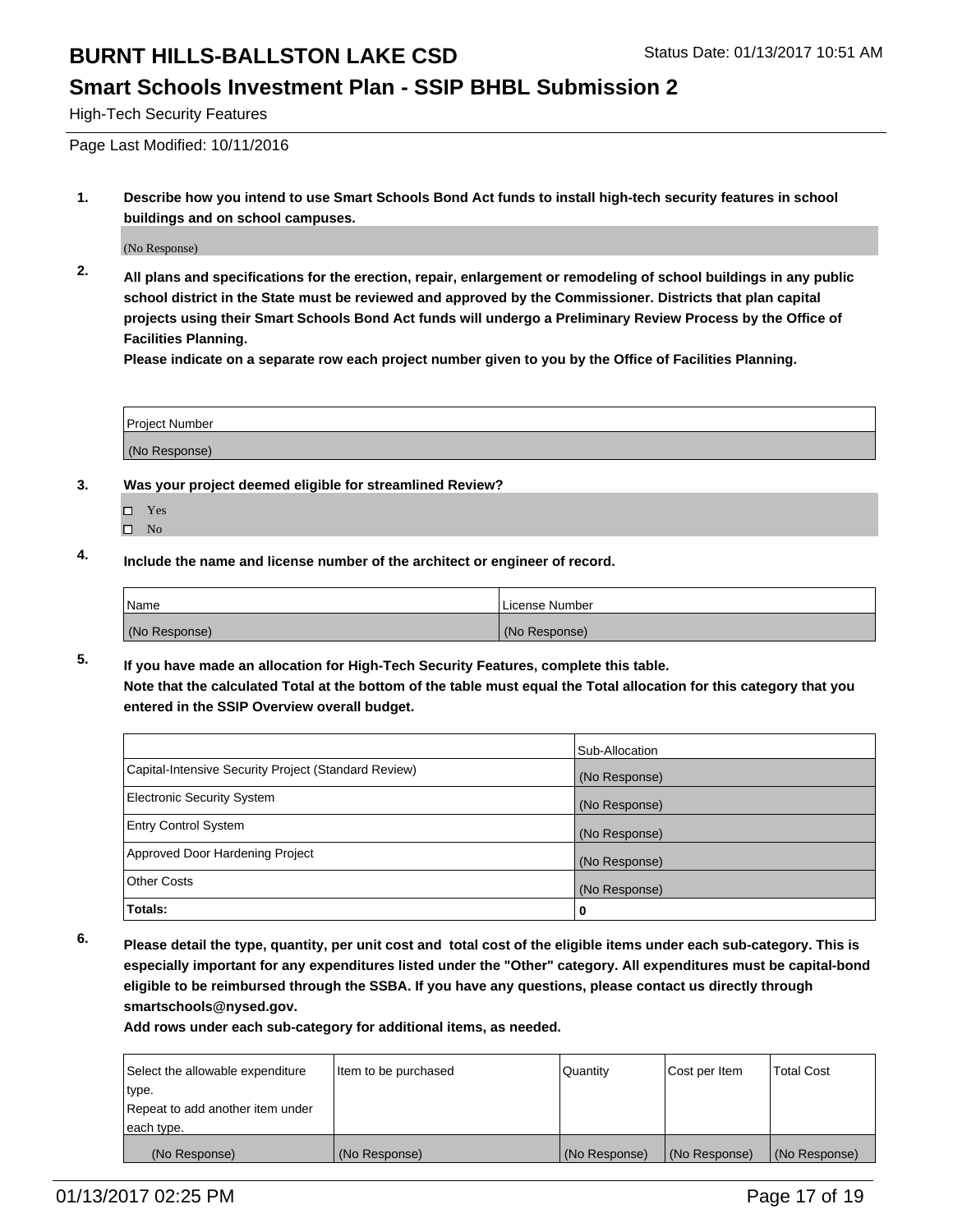# BURNT HILLS-BALLSTON LAKE CSD

Status Date: 01/13/2017 10:51 AM

## Smart Schools Investment Plan - SSIP BHBL Submission 2

High-Tech Security Features

Page Last Modified: 10/11/2016

**1. Describe how you intend to use Smart Schools Bond Act funds to install high-tech security features in school buildings and on school campuses.**

(No Response)

**2. All plans and specifications for the erection, repair, enlargement or remodeling of school buildings in any public school district in the State must be reviewed and approved by the Commissioner. Districts that plan capital projects using their Smart Schools Bond Act funds will undergo a Preliminary Review Process by the Office of Facilities Planning.**

**Please indicate on a separate row each project number given to you by the Office of Facilities Planning.**

| Project Number |
|---|
| (No Response) |

**3. Was your project deemed eligible for streamlined Review?**

- ☐ Yes
- ☐ No

**4. Include the name and license number of the architect or engineer of record.**

| Name | License Number |
|---|---|
| (No Response) | (No Response) |

**5. If you have made an allocation for High-Tech Security Features, complete this table.**
**Note that the calculated Total at the bottom of the table must equal the Total allocation for this category that you entered in the SSIP Overview overall budget.**

| | Sub-Allocation |
|---|---|
| Capital-Intensive Security Project (Standard Review) | (No Response) |
| Electronic Security System | (No Response) |
| Entry Control System | (No Response) |
| Approved Door Hardening Project | (No Response) |
| Other Costs | (No Response) |
| **Totals:** | **0** |

**6. Please detail the type, quantity, per unit cost and total cost of the eligible items under each sub-category. This is especially important for any expenditures listed under the "Other" category. All expenditures must be capital-bond eligible to be reimbursed through the SSBA. If you have any questions, please contact us directly through smartschools@nysed.gov.**

**Add rows under each sub-category for additional items, as needed.**

| Select the allowable expenditure type. Repeat to add another item under each type. | Item to be purchased | Quantity | Cost per Item | Total Cost |
|---|---|---|---|---|
| (No Response) | (No Response) | (No Response) | (No Response) | (No Response) |